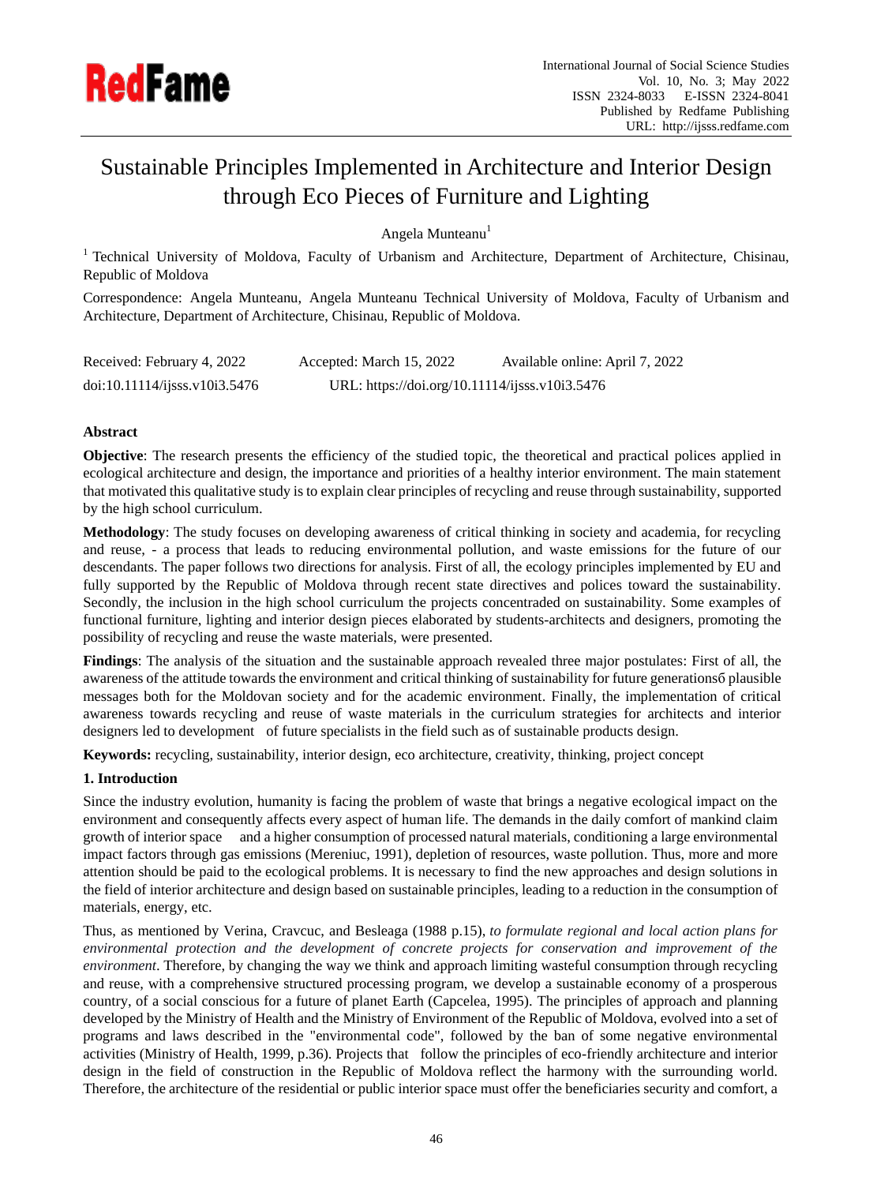# Sustainable Principles Implemented in Architecture and Interior Design through Eco Pieces of Furniture and Lighting

Angela Munteanu[1]

[1] Technical University of Moldova, Faculty of Urbanism and Architecture, Department of Architecture, Chisinau, Republic of Moldova

Correspondence: Angela Munteanu, Angela Munteanu Technical University of Moldova, Faculty of Urbanism and Architecture, Department of Architecture, Chisinau, Republic of Moldova.

Received: February 4, 2022　　Accepted: March 15, 2022　　Available online: April 7, 2022

doi:10.11114/ijsss.v10i3.5476　　URL: https://doi.org/10.11114/ijsss.v10i3.5476

## Abstract

**Objective**: The research presents the efficiency of the studied topic, the theoretical and practical polices applied in ecological architecture and design, the importance and priorities of a healthy interior environment. The main statement that motivated this qualitative study is to explain clear principles of recycling and reuse through sustainability, supported by the high school curriculum.

**Methodology**: The study focuses on developing awareness of critical thinking in society and academia, for recycling and reuse, - a process that leads to reducing environmental pollution, and waste emissions for the future of our descendants. The paper follows two directions for analysis. First of all, the ecology principles implemented by EU and fully supported by the Republic of Moldova through recent state directives and polices toward the sustainability. Secondly, the inclusion in the high school curriculum the projects concentraded on sustainability. Some examples of functional furniture, lighting and interior design pieces elaborated by students-architects and designers, promoting the possibility of recycling and reuse the waste materials, were presented.

**Findings**: The analysis of the situation and the sustainable approach revealed three major postulates: First of all, the awareness of the attitude towards the environment and critical thinking of sustainability for future generationsб plausible messages both for the Moldovan society and for the academic environment. Finally, the implementation of critical awareness towards recycling and reuse of waste materials in the curriculum strategies for architects and interior designers led to development of future specialists in the field such as of sustainable products design.

**Keywords:** recycling, sustainability, interior design, eco architecture, creativity, thinking, project concept

## 1. Introduction

Since the industry evolution, humanity is facing the problem of waste that brings a negative ecological impact on the environment and consequently affects every aspect of human life. The demands in the daily comfort of mankind claim growth of interior space and a higher consumption of processed natural materials, conditioning a large environmental impact factors through gas emissions (Mereniuc, 1991), depletion of resources, waste pollution. Thus, more and more attention should be paid to the ecological problems. It is necessary to find the new approaches and design solutions in the field of interior architecture and design based on sustainable principles, leading to a reduction in the consumption of materials, energy, etc.

Thus, as mentioned by Verina, Cravcuc, and Besleaga (1988 p.15), *to formulate regional and local action plans for environmental protection and the development of concrete projects for conservation and improvement of the environment*. Therefore, by changing the way we think and approach limiting wasteful consumption through recycling and reuse, with a comprehensive structured processing program, we develop a sustainable economy of a prosperous country, of a social conscious for a future of planet Earth (Capcelea, 1995). The principles of approach and planning developed by the Ministry of Health and the Ministry of Environment of the Republic of Moldova, evolved into a set of programs and laws described in the "environmental code", followed by the ban of some negative environmental activities (Ministry of Health, 1999, p.36). Projects that follow the principles of eco-friendly architecture and interior design in the field of construction in the Republic of Moldova reflect the harmony with the surrounding world. Therefore, the architecture of the residential or public interior space must offer the beneficiaries security and comfort, a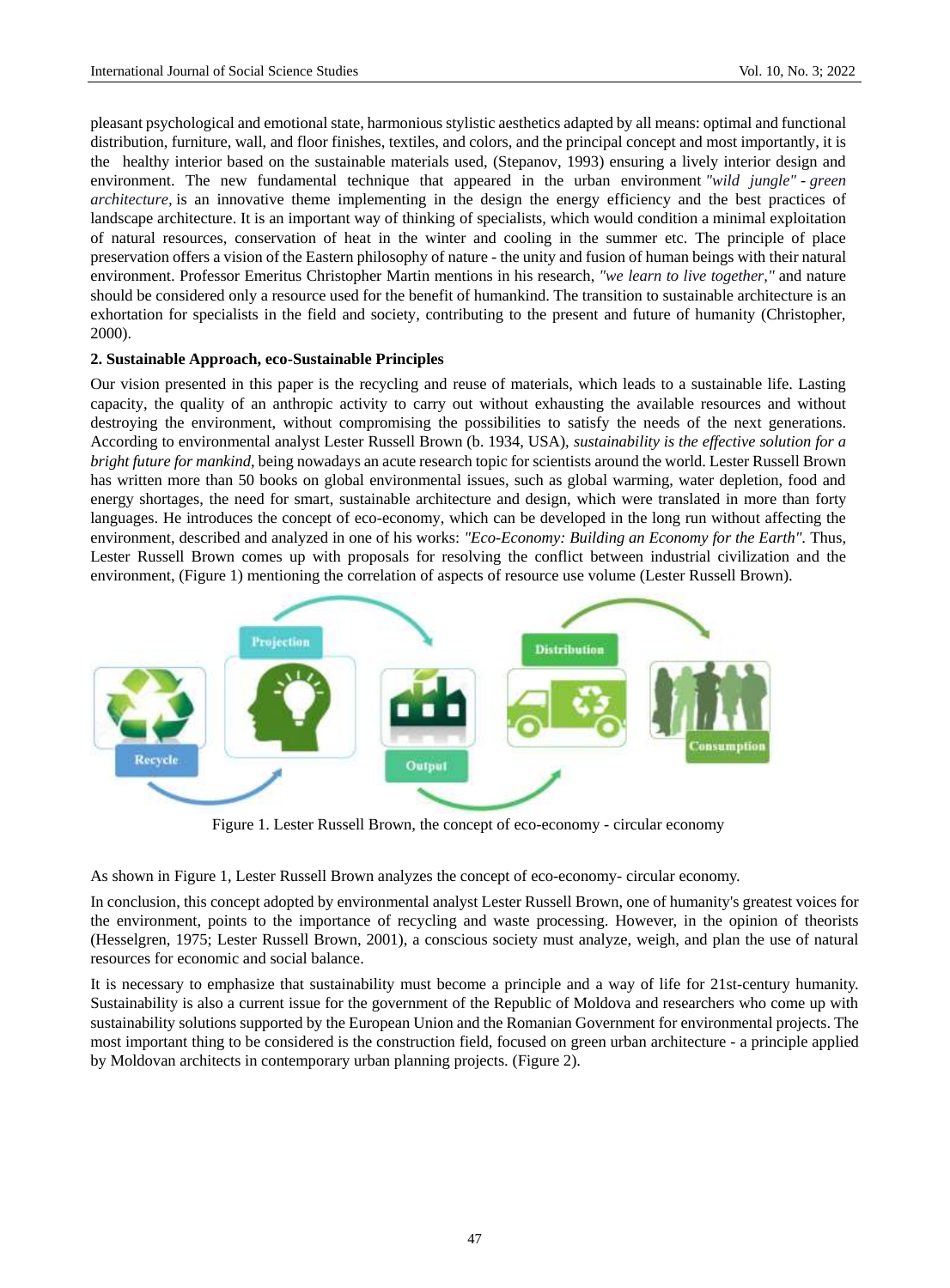pleasant psychological and emotional state, harmonious stylistic aesthetics adapted by all means: optimal and functional distribution, furniture, wall, and floor finishes, textiles, and colors, and the principal concept and most importantly, it is the healthy interior based on the sustainable materials used, (Stepanov, 1993) ensuring a lively interior design and environment. The new fundamental technique that appeared in the urban environment *"wild jungle" - green architecture,* is an innovative theme implementing in the design the energy efficiency and the best practices of landscape architecture. It is an important way of thinking of specialists, which would condition a minimal exploitation of natural resources, conservation of heat in the winter and cooling in the summer etc. The principle of place preservation offers a vision of the Eastern philosophy of nature - the unity and fusion of human beings with their natural environment. Professor Emeritus Christopher Martin mentions in his research, *"we learn to live together,"* and nature should be considered only a resource used for the benefit of humankind. The transition to sustainable architecture is an exhortation for specialists in the field and society, contributing to the present and future of humanity (Christopher, 2000).

**2. Sustainable Approach, eco-Sustainable Principles**

Our vision presented in this paper is the recycling and reuse of materials, which leads to a sustainable life. Lasting capacity, the quality of an anthropic activity to carry out without exhausting the available resources and without destroying the environment, without compromising the possibilities to satisfy the needs of the next generations. According to environmental analyst Lester Russell Brown (b. 1934, USA), *sustainability is the effective solution for a bright future for mankind,* being nowadays an acute research topic for scientists around the world. Lester Russell Brown has written more than 50 books on global environmental issues, such as global warming, water depletion, food and energy shortages, the need for smart, sustainable architecture and design, which were translated in more than forty languages. He introduces the concept of eco-economy, which can be developed in the long run without affecting the environment, described and analyzed in one of his works: *"Eco-Economy: Building an Economy for the Earth"*. Thus, Lester Russell Brown comes up with proposals for resolving the conflict between industrial civilization and the environment, (Figure 1) mentioning the correlation of aspects of resource use volume (Lester Russell Brown).

Figure 1. Lester Russell Brown, the concept of eco-economy - circular economy

As shown in Figure 1, Lester Russell Brown analyzes the concept of eco-economy- circular economy.

In conclusion, this concept adopted by environmental analyst Lester Russell Brown, one of humanity's greatest voices for the environment, points to the importance of recycling and waste processing. However, in the opinion of theorists (Hesselgren, 1975; Lester Russell Brown, 2001), a conscious society must analyze, weigh, and plan the use of natural resources for economic and social balance.

It is necessary to emphasize that sustainability must become a principle and a way of life for 21st-century humanity. Sustainability is also a current issue for the government of the Republic of Moldova and researchers who come up with sustainability solutions supported by the European Union and the Romanian Government for environmental projects. The most important thing to be considered is the construction field, focused on green urban architecture - a principle applied by Moldovan architects in contemporary urban planning projects. (Figure 2).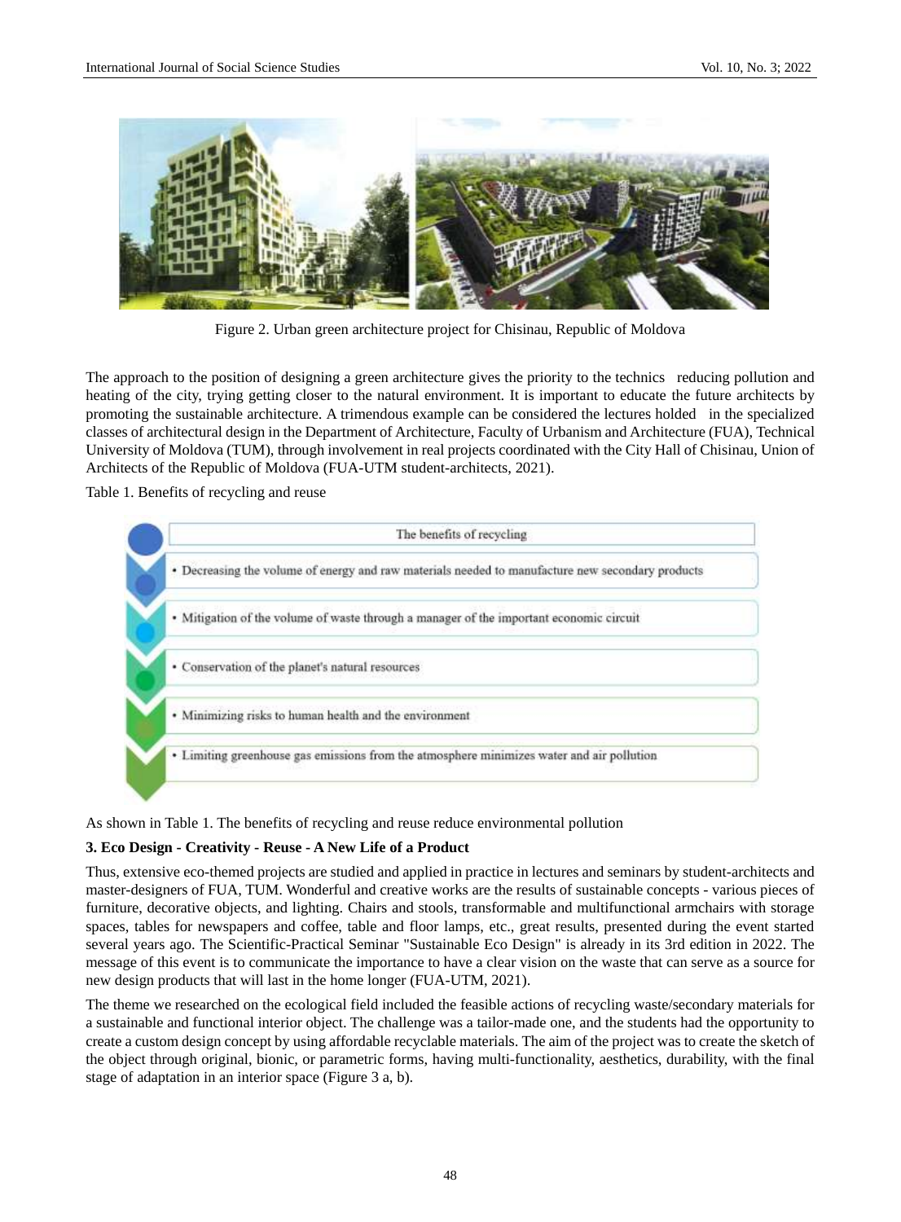Figure 2. Urban green architecture project for Chisinau, Republic of Moldova

The approach to the position of designing a green architecture gives the priority to the technics reducing pollution and heating of the city, trying getting closer to the natural environment. It is important to educate the future architects by promoting the sustainable architecture. A trimendous example can be considered the lectures holded in the specialized classes of architectural design in the Department of Architecture, Faculty of Urbanism and Architecture (FUA), Technical University of Moldova (TUM), through involvement in real projects coordinated with the City Hall of Chisinau, Union of Architects of the Republic of Moldova (FUA-UTM student-architects, 2021).

Table 1. Benefits of recycling and reuse

| The benefits of recycling |
|---|
| • Decreasing the volume of energy and raw materials needed to manufacture new secondary products |
| • Mitigation of the volume of waste through a manager of the important economic circuit |
| • Conservation of the planet's natural resources |
| • Minimizing risks to human health and the environment |
| • Limiting greenhouse gas emissions from the atmosphere minimizes water and air pollution |

As shown in Table 1. The benefits of recycling and reuse reduce environmental pollution

### 3. Eco Design - Creativity - Reuse - A New Life of a Product

Thus, extensive eco-themed projects are studied and applied in practice in lectures and seminars by student-architects and master-designers of FUA, TUM. Wonderful and creative works are the results of sustainable concepts - various pieces of furniture, decorative objects, and lighting. Chairs and stools, transformable and multifunctional armchairs with storage spaces, tables for newspapers and coffee, table and floor lamps, etc., great results, presented during the event started several years ago. The Scientific-Practical Seminar "Sustainable Eco Design" is already in its 3rd edition in 2022. The message of this event is to communicate the importance to have a clear vision on the waste that can serve as a source for new design products that will last in the home longer (FUA-UTM, 2021).

The theme we researched on the ecological field included the feasible actions of recycling waste/secondary materials for a sustainable and functional interior object. The challenge was a tailor-made one, and the students had the opportunity to create a custom design concept by using affordable recyclable materials. The aim of the project was to create the sketch of the object through original, bionic, or parametric forms, having multi-functionality, aesthetics, durability, with the final stage of adaptation in an interior space (Figure 3 a, b).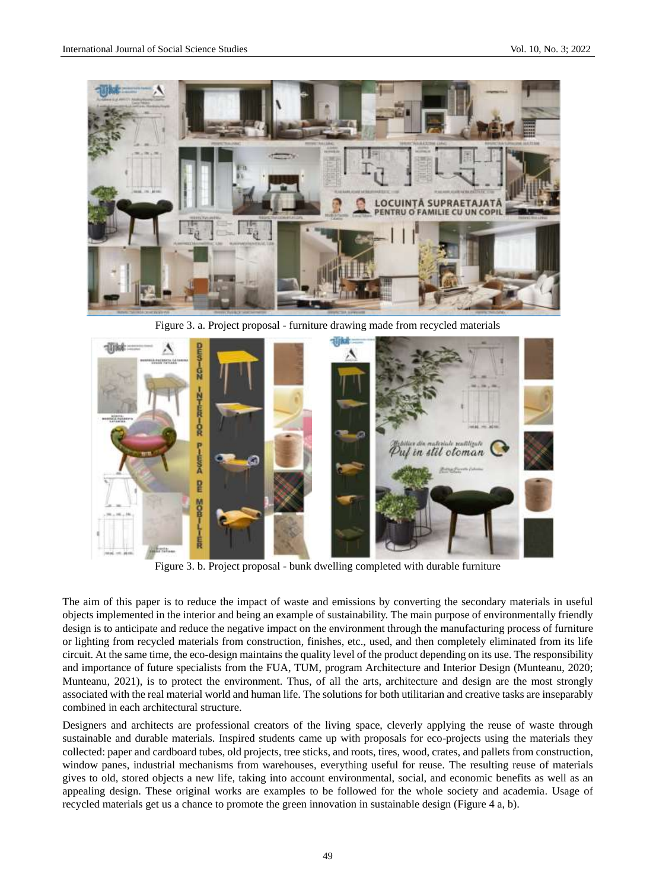Figure 3. a. Project proposal - furniture drawing made from recycled materials

Figure 3. b. Project proposal - bunk dwelling completed with durable furniture

The aim of this paper is to reduce the impact of waste and emissions by converting the secondary materials in useful objects implemented in the interior and being an example of sustainability. The main purpose of environmentally friendly design is to anticipate and reduce the negative impact on the environment through the manufacturing process of furniture or lighting from recycled materials from construction, finishes, etc., used, and then completely eliminated from its life circuit. At the same time, the eco-design maintains the quality level of the product depending on its use. The responsibility and importance of future specialists from the FUA, TUM, program Architecture and Interior Design (Munteanu, 2020; Munteanu, 2021), is to protect the environment. Thus, of all the arts, architecture and design are the most strongly associated with the real material world and human life. The solutions for both utilitarian and creative tasks are inseparably combined in each architectural structure.

Designers and architects are professional creators of the living space, cleverly applying the reuse of waste through sustainable and durable materials. Inspired students came up with proposals for eco-projects using the materials they collected: paper and cardboard tubes, old projects, tree sticks, and roots, tires, wood, crates, and pallets from construction, window panes, industrial mechanisms from warehouses, everything useful for reuse. The resulting reuse of materials gives to old, stored objects a new life, taking into account environmental, social, and economic benefits as well as an appealing design. These original works are examples to be followed for the whole society and academia. Usage of recycled materials get us a chance to promote the green innovation in sustainable design (Figure 4 a, b).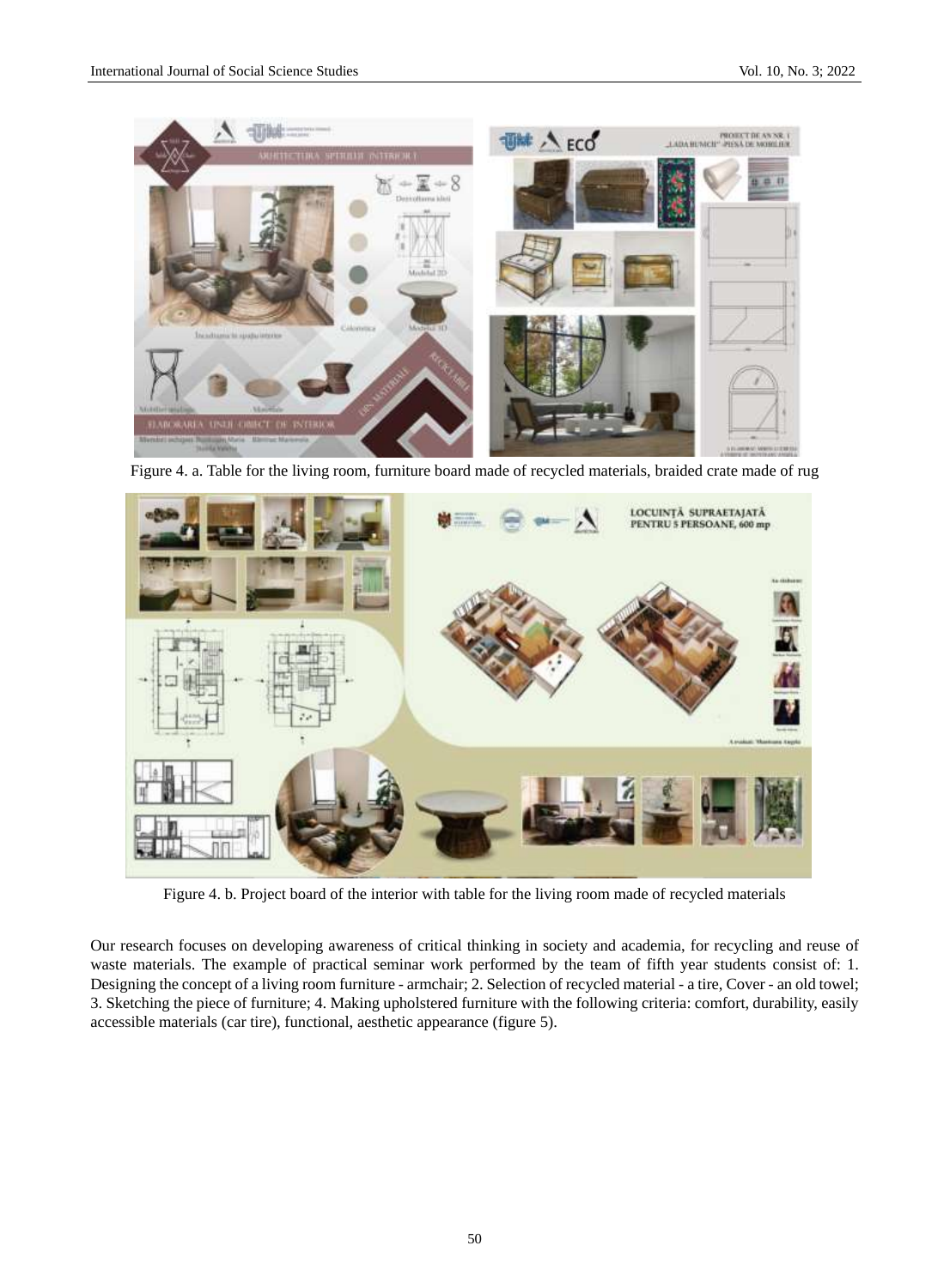Figure 4. a. Table for the living room, furniture board made of recycled materials, braided crate made of rug

Figure 4. b. Project board of the interior with table for the living room made of recycled materials

Our research focuses on developing awareness of critical thinking in society and academia, for recycling and reuse of waste materials. The example of practical seminar work performed by the team of fifth year students consist of: 1. Designing the concept of a living room furniture - armchair; 2. Selection of recycled material - a tire, Cover - an old towel; 3. Sketching the piece of furniture; 4. Making upholstered furniture with the following criteria: comfort, durability, easily accessible materials (car tire), functional, aesthetic appearance (figure 5).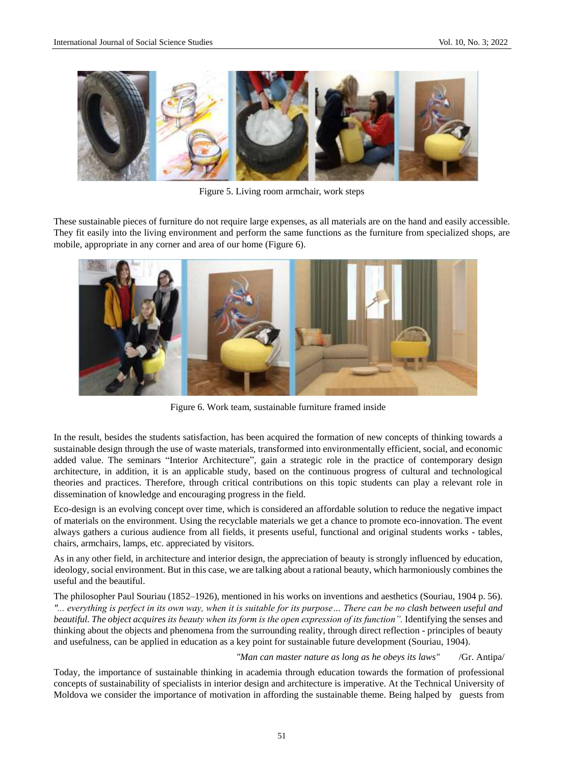Figure 5. Living room armchair, work steps

These sustainable pieces of furniture do not require large expenses, as all materials are on the hand and easily accessible. They fit easily into the living environment and perform the same functions as the furniture from specialized shops, are mobile, appropriate in any corner and area of our home (Figure 6).

Figure 6. Work team, sustainable furniture framed inside

In the result, besides the students satisfaction, has been acquired the formation of new concepts of thinking towards a sustainable design through the use of waste materials, transformed into environmentally efficient, social, and economic added value. The seminars "Interior Architecture", gain a strategic role in the practice of contemporary design architecture, in addition, it is an applicable study, based on the continuous progress of cultural and technological theories and practices. Therefore, through critical contributions on this topic students can play a relevant role in dissemination of knowledge and encouraging progress in the field.

Eco-design is an evolving concept over time, which is considered an affordable solution to reduce the negative impact of materials on the environment. Using the recyclable materials we get a chance to promote eco-innovation. The event always gathers a curious audience from all fields, it presents useful, functional and original students works - tables, chairs, armchairs, lamps, etc. appreciated by visitors.

As in any other field, in architecture and interior design, the appreciation of beauty is strongly influenced by education, ideology, social environment. But in this case, we are talking about a rational beauty, which harmoniously combines the useful and the beautiful.

The philosopher Paul Souriau (1852–1926), mentioned in his works on inventions and aesthetics (Souriau, 1904 p. 56). *"... everything is perfect in its own way, when it is suitable for its purpose… There can be no clash between useful and beautiful. The object acquires its beauty when its form is the open expression of its function".* Identifying the senses and thinking about the objects and phenomena from the surrounding reality, through direct reflection - principles of beauty and usefulness, can be applied in education as a key point for sustainable future development (Souriau, 1904).

*"Man can master nature as long as he obeys its laws"* /Gr. Antipa/

Today, the importance of sustainable thinking in academia through education towards the formation of professional concepts of sustainability of specialists in interior design and architecture is imperative. At the Technical University of Moldova we consider the importance of motivation in affording the sustainable theme. Being halped by guests from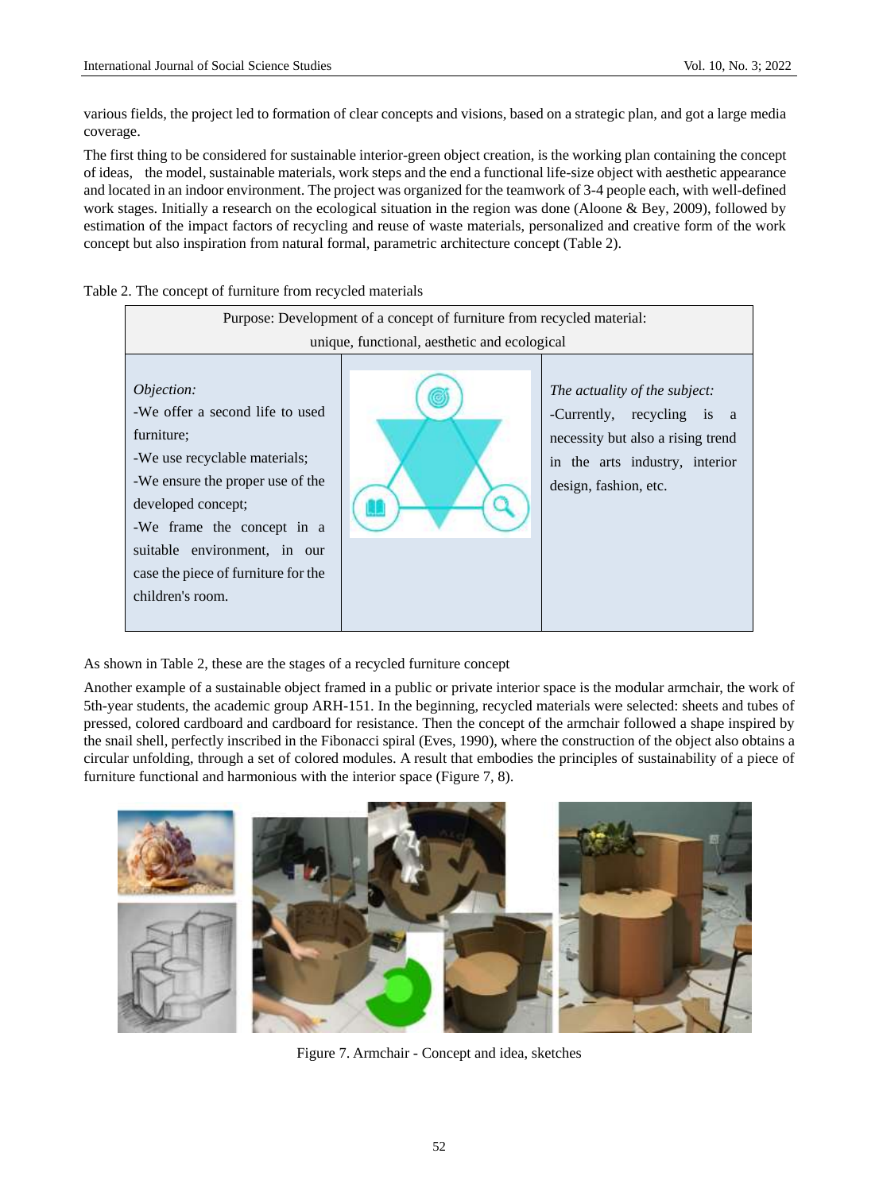various fields, the project led to formation of clear concepts and visions, based on a strategic plan, and got a large media coverage.

The first thing to be considered for sustainable interior-green object creation, is the working plan containing the concept of ideas, the model, sustainable materials, work steps and the end a functional life-size object with aesthetic appearance and located in an indoor environment. The project was organized for the teamwork of 3-4 people each, with well-defined work stages. Initially a research on the ecological situation in the region was done (Aloone & Bey, 2009), followed by estimation of the impact factors of recycling and reuse of waste materials, personalized and creative form of the work concept but also inspiration from natural formal, parametric architecture concept (Table 2).

Table 2. The concept of furniture from recycled materials

| Purpose: Development of a concept of furniture from recycled material: unique, functional, aesthetic and ecological | | |
|---|---|---|
| *Objection:*<br>-We offer a second life to used furniture;<br>-We use recyclable materials;<br>-We ensure the proper use of the developed concept;<br>-We frame the concept in a suitable environment, in our case the piece of furniture for the children's room. | | *The actuality of the subject:*<br>-Currently, recycling is a necessity but also a rising trend in the arts industry, interior design, fashion, etc. |

As shown in Table 2, these are the stages of a recycled furniture concept

Another example of a sustainable object framed in a public or private interior space is the modular armchair, the work of 5th-year students, the academic group ARH-151. In the beginning, recycled materials were selected: sheets and tubes of pressed, colored cardboard and cardboard for resistance. Then the concept of the armchair followed a shape inspired by the snail shell, perfectly inscribed in the Fibonacci spiral (Eves, 1990), where the construction of the object also obtains a circular unfolding, through a set of colored modules. A result that embodies the principles of sustainability of a piece of furniture functional and harmonious with the interior space (Figure 7, 8).

Figure 7. Armchair - Concept and idea, sketches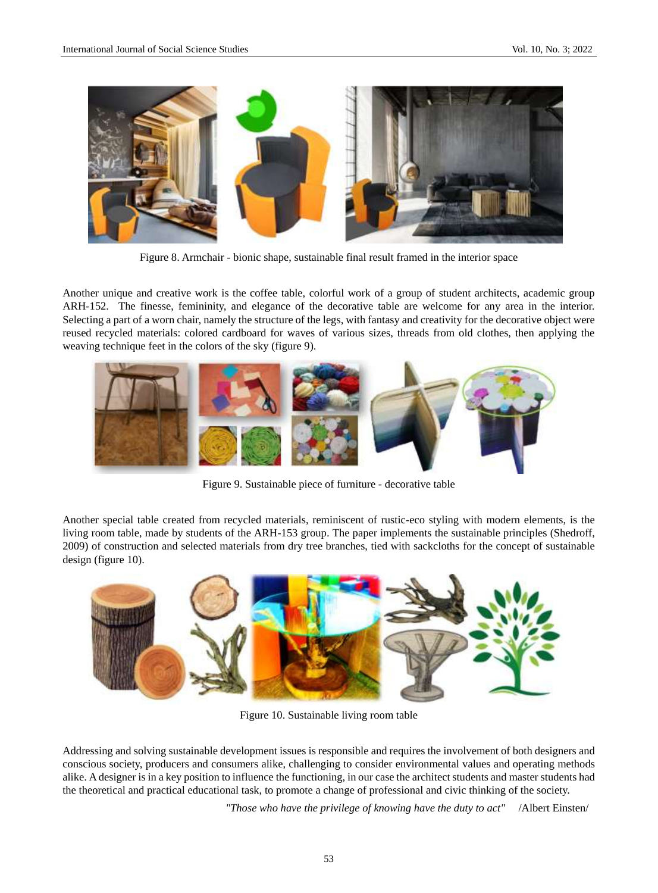Figure 8. Armchair - bionic shape, sustainable final result framed in the interior space

Another unique and creative work is the coffee table, colorful work of a group of student architects, academic group ARH-152. The finesse, femininity, and elegance of the decorative table are welcome for any area in the interior. Selecting a part of a worn chair, namely the structure of the legs, with fantasy and creativity for the decorative object were reused recycled materials: colored cardboard for waves of various sizes, threads from old clothes, then applying the weaving technique feet in the colors of the sky (figure 9).

Figure 9. Sustainable piece of furniture - decorative table

Another special table created from recycled materials, reminiscent of rustic-eco styling with modern elements, is the living room table, made by students of the ARH-153 group. The paper implements the sustainable principles (Shedroff, 2009) of construction and selected materials from dry tree branches, tied with sackcloths for the concept of sustainable design (figure 10).

Figure 10. Sustainable living room table

Addressing and solving sustainable development issues is responsible and requires the involvement of both designers and conscious society, producers and consumers alike, challenging to consider environmental values and operating methods alike. A designer is in a key position to influence the functioning, in our case the architect students and master students had the theoretical and practical educational task, to promote a change of professional and civic thinking of the society.

*"Those who have the privilege of knowing have the duty to act"* /Albert Einsten/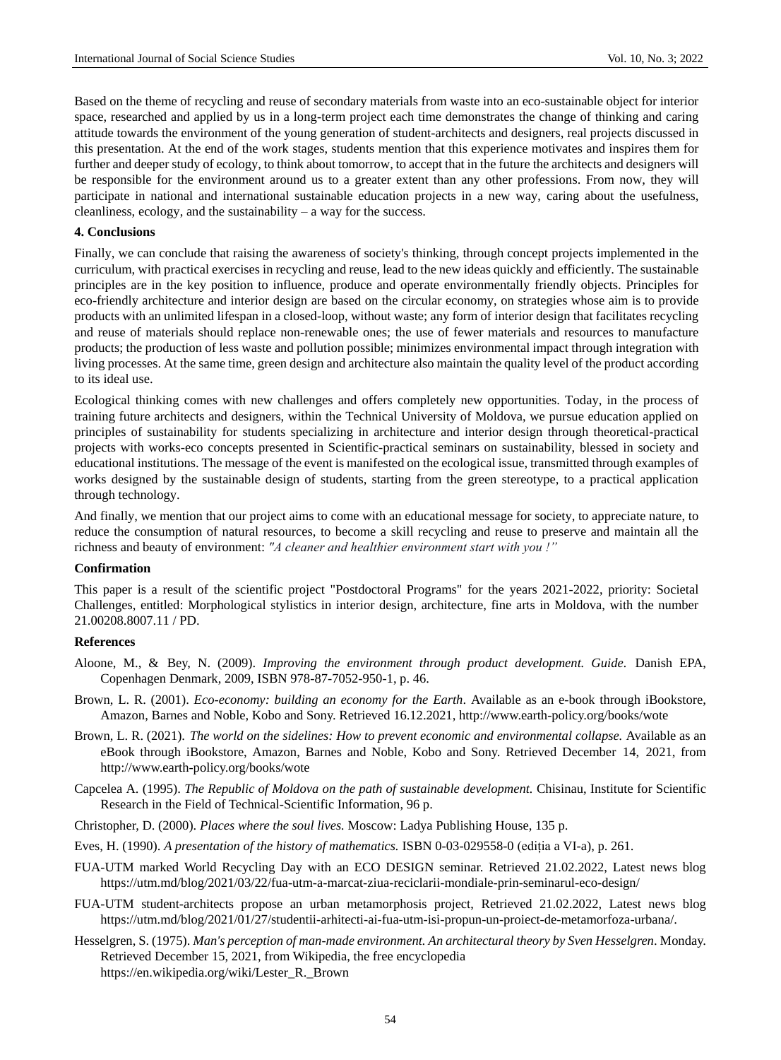Based on the theme of recycling and reuse of secondary materials from waste into an eco-sustainable object for interior space, researched and applied by us in a long-term project each time demonstrates the change of thinking and caring attitude towards the environment of the young generation of student-architects and designers, real projects discussed in this presentation. At the end of the work stages, students mention that this experience motivates and inspires them for further and deeper study of ecology, to think about tomorrow, to accept that in the future the architects and designers will be responsible for the environment around us to a greater extent than any other professions. From now, they will participate in national and international sustainable education projects in a new way, caring about the usefulness, cleanliness, ecology, and the sustainability – a way for the success.

**4. Conclusions**

Finally, we can conclude that raising the awareness of society's thinking, through concept projects implemented in the curriculum, with practical exercises in recycling and reuse, lead to the new ideas quickly and efficiently. The sustainable principles are in the key position to influence, produce and operate environmentally friendly objects. Principles for eco-friendly architecture and interior design are based on the circular economy, on strategies whose aim is to provide products with an unlimited lifespan in a closed-loop, without waste; any form of interior design that facilitates recycling and reuse of materials should replace non-renewable ones; the use of fewer materials and resources to manufacture products; the production of less waste and pollution possible; minimizes environmental impact through integration with living processes. At the same time, green design and architecture also maintain the quality level of the product according to its ideal use.

Ecological thinking comes with new challenges and offers completely new opportunities. Today, in the process of training future architects and designers, within the Technical University of Moldova, we pursue education applied on principles of sustainability for students specializing in architecture and interior design through theoretical-practical projects with works-eco concepts presented in Scientific-practical seminars on sustainability, blessed in society and educational institutions. The message of the event is manifested on the ecological issue, transmitted through examples of works designed by the sustainable design of students, starting from the green stereotype, to a practical application through technology.

And finally, we mention that our project aims to come with an educational message for society, to appreciate nature, to reduce the consumption of natural resources, to become a skill recycling and reuse to preserve and maintain all the richness and beauty of environment: *"A cleaner and healthier environment start with you !"*

**Confirmation**

This paper is a result of the scientific project "Postdoctoral Programs" for the years 2021-2022, priority: Societal Challenges, entitled: Morphological stylistics in interior design, architecture, fine arts in Moldova, with the number 21.00208.8007.11 / PD.

**References**

Aloone, M., & Bey, N. (2009). *Improving the environment through product development. Guide.* Danish EPA, Copenhagen Denmark, 2009, ISBN 978-87-7052-950-1, p. 46.

Brown, L. R. (2001). *Eco-economy: building an economy for the Earth*. Available as an e-book through iBookstore, Amazon, Barnes and Noble, Kobo and Sony. Retrieved 16.12.2021, http://www.earth-policy.org/books/wote

Brown, L. R. (2021). *The world on the sidelines: How to prevent economic and environmental collapse.* Available as an eBook through iBookstore, Amazon, Barnes and Noble, Kobo and Sony. Retrieved December 14, 2021, from http://www.earth-policy.org/books/wote

Capcelea A. (1995). *The Republic of Moldova on the path of sustainable development.* Chisinau, Institute for Scientific Research in the Field of Technical-Scientific Information, 96 p.

Christopher, D. (2000). *Places where the soul lives.* Moscow: Ladya Publishing House, 135 p.

Eves, H. (1990). *A presentation of the history of mathematics.* ISBN 0-03-029558-0 (ediția a VI-a), p. 261.

FUA-UTM marked World Recycling Day with an ECO DESIGN seminar. Retrieved 21.02.2022, Latest news blog https://utm.md/blog/2021/03/22/fua-utm-a-marcat-ziua-reciclarii-mondiale-prin-seminarul-eco-design/

FUA-UTM student-architects propose an urban metamorphosis project, Retrieved 21.02.2022, Latest news blog https://utm.md/blog/2021/01/27/studentii-arhitecti-ai-fua-utm-isi-propun-un-proiect-de-metamorfoza-urbana/.

Hesselgren, S. (1975). *Man's perception of man-made environment. An architectural theory by Sven Hesselgren*. Monday. Retrieved December 15, 2021, from Wikipedia, the free encyclopedia https://en.wikipedia.org/wiki/Lester_R._Brown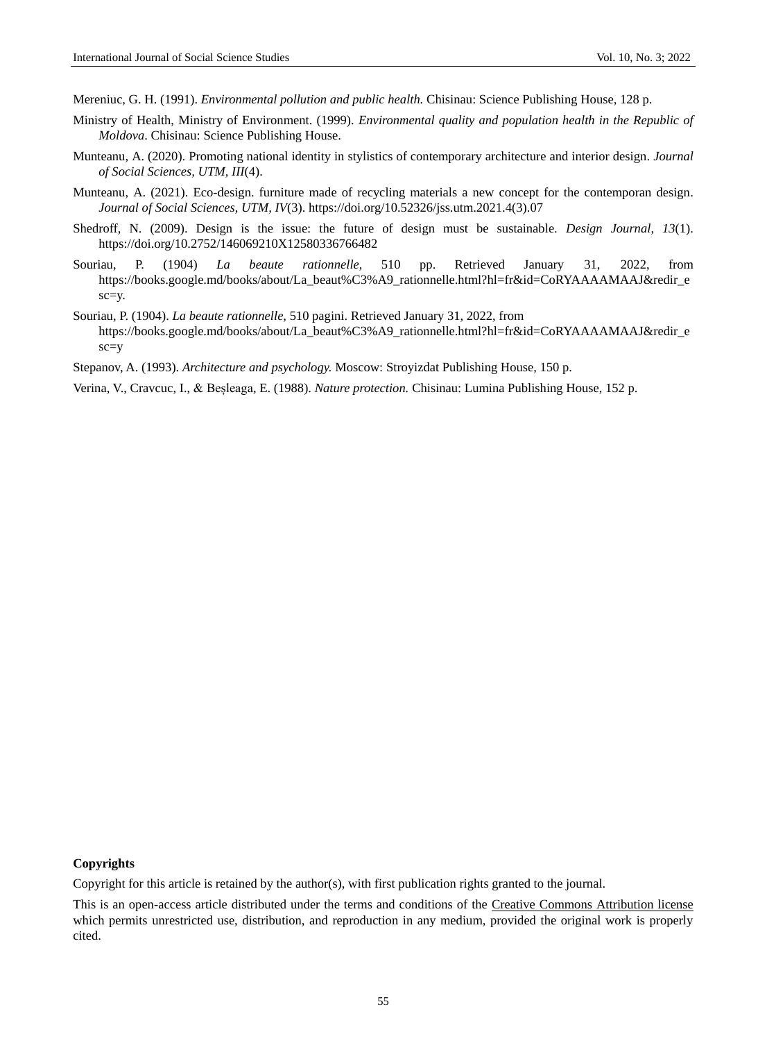Mereniuc, G. H. (1991). *Environmental pollution and public health.* Chisinau: Science Publishing House, 128 p.

Ministry of Health, Ministry of Environment. (1999). *Environmental quality and population health in the Republic of Moldova*. Chisinau: Science Publishing House.

Munteanu, A. (2020). Promoting national identity in stylistics of contemporary architecture and interior design. *Journal of Social Sciences, UTM, III*(4).

Munteanu, A. (2021). Eco-design. furniture made of recycling materials a new concept for the contemporan design. *Journal of Social Sciences, UTM, IV*(3). https://doi.org/10.52326/jss.utm.2021.4(3).07

Shedroff, N. (2009). Design is the issue: the future of design must be sustainable. *Design Journal, 13*(1). https://doi.org/10.2752/146069210X12580336766482

Souriau, P. (1904) *La beaute rationnelle*, 510 pp. Retrieved January 31, 2022, from https://books.google.md/books/about/La_beaut%C3%A9_rationnelle.html?hl=fr&id=CoRYAAAAMAAJ&redir_esc=y.

Souriau, P. (1904). *La beaute rationnelle*, 510 pagini. Retrieved January 31, 2022, from https://books.google.md/books/about/La_beaut%C3%A9_rationnelle.html?hl=fr&id=CoRYAAAAMAAJ&redir_esc=y

Stepanov, A. (1993). *Architecture and psychology.* Moscow: Stroyizdat Publishing House, 150 p.

Verina, V., Cravcuc, I., & Beşleaga, E. (1988). *Nature protection.* Chisinau: Lumina Publishing House, 152 p.

**Copyrights**

Copyright for this article is retained by the author(s), with first publication rights granted to the journal.

This is an open-access article distributed under the terms and conditions of the Creative Commons Attribution license which permits unrestricted use, distribution, and reproduction in any medium, provided the original work is properly cited.